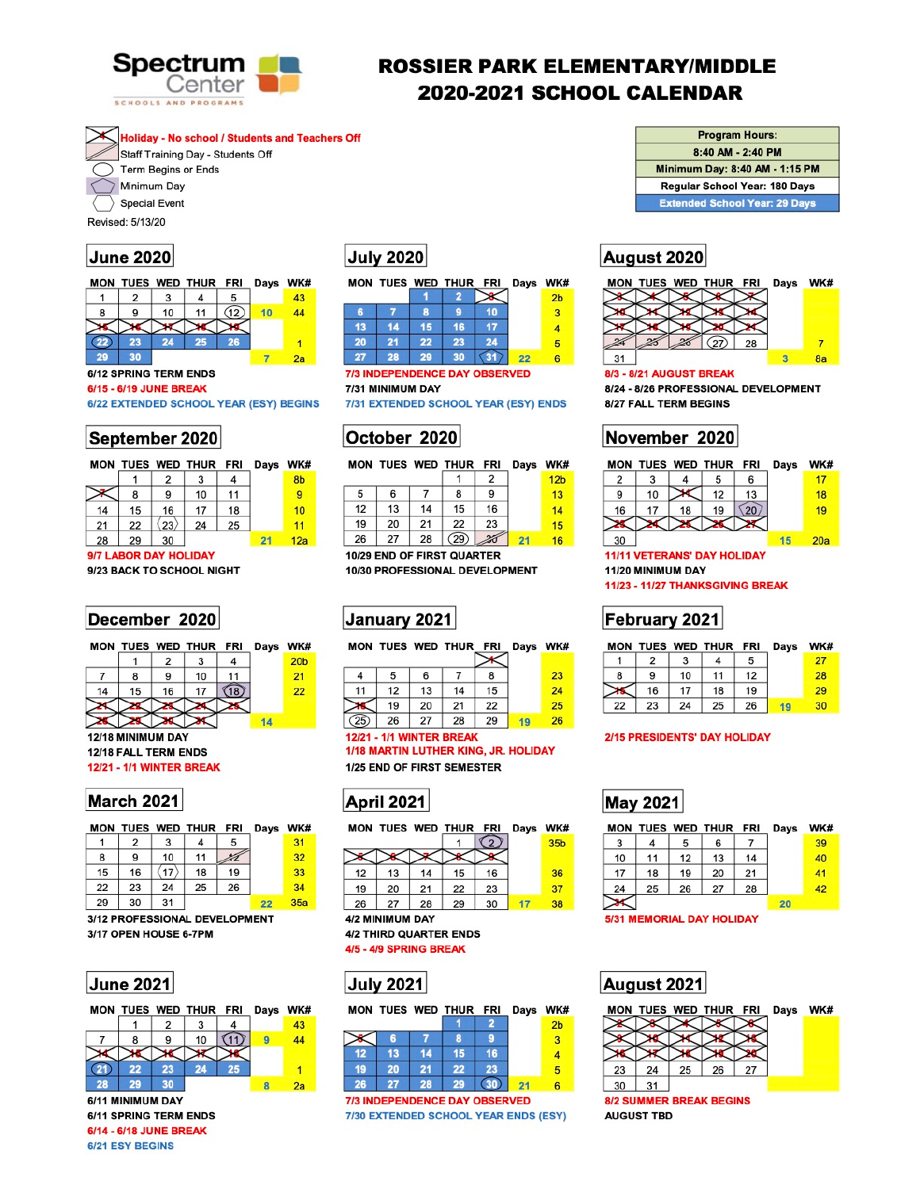Spectrum Center
SCHOOLS AND PROGRAMS

# ROSSIER PARK ELEMENTARY/MIDDLE
# 2020-2021 SCHOOL CALENDAR

**Legend:**
- Holiday - No school / Students and Teachers Off
- Staff Training Day - Students Off
- Term Begins or Ends
- Minimum Day
- Special Event

Revised: 5/13/20

| Program Hours: |
|---|
| 8:40 AM - 2:40 PM |
| Minimum Day: 8:40 AM - 1:15 PM |
| Regular School Year: 180 Days |
| Extended School Year: 29 Days |

## June 2020

| MON | TUES | WED | THUR | FRI | Days | WK# |
|---|---|---|---|---|---|---|
| 1 | 2 | 3 | 4 | 5 | | 43 |
| 8 | 9 | 10 | 11 | 12 | 10 | 44 |
| 15 | 16 | 17 | 18 | 19 | | |
| 22 | 23 | 24 | 25 | 26 | | 1 |
| 29 | 30 | | | | 7 | 2a |

6/12 SPRING TERM ENDS
6/15 - 6/19 JUNE BREAK
6/22 EXTENDED SCHOOL YEAR (ESY) BEGINS

## July 2020

| MON | TUES | WED | THUR | FRI | Days | WK# |
|---|---|---|---|---|---|---|
| | | 1 | 2 | 3 | | 2b |
| 6 | 7 | 8 | 9 | 10 | | 3 |
| 13 | 14 | 15 | 16 | 17 | | 4 |
| 20 | 21 | 22 | 23 | 24 | | 5 |
| 27 | 28 | 29 | 30 | 31 | 22 | 6 |

7/3 INDEPENDENCE DAY OBSERVED
7/31 MINIMUM DAY
7/31 EXTENDED SCHOOL YEAR (ESY) ENDS

## August 2020

| MON | TUES | WED | THUR | FRI | Days | WK# |
|---|---|---|---|---|---|---|
| 3 | 4 | 5 | 6 | 7 | | |
| 10 | 11 | 12 | 13 | 14 | | |
| 17 | 18 | 19 | 20 | 21 | | |
| 24 | 25 | 26 | 27 | 28 | | 7 |
| 31 | | | | | 3 | 8a |

8/3 - 8/21 AUGUST BREAK
8/24 - 8/26 PROFESSIONAL DEVELOPMENT
8/27 FALL TERM BEGINS

## September 2020

| MON | TUES | WED | THUR | FRI | Days | WK# |
|---|---|---|---|---|---|---|
| | 1 | 2 | 3 | 4 | | 8b |
| 7 | 8 | 9 | 10 | 11 | | 9 |
| 14 | 15 | 16 | 17 | 18 | | 10 |
| 21 | 22 | 23 | 24 | 25 | | 11 |
| 28 | 29 | 30 | | | 21 | 12a |

9/7 LABOR DAY HOLIDAY
9/23 BACK TO SCHOOL NIGHT

## October 2020

| MON | TUES | WED | THUR | FRI | Days | WK# |
|---|---|---|---|---|---|---|
| | | | 1 | 2 | | 12b |
| 5 | 6 | 7 | 8 | 9 | | 13 |
| 12 | 13 | 14 | 15 | 16 | | 14 |
| 19 | 20 | 21 | 22 | 23 | | 15 |
| 26 | 27 | 28 | 29 | 30 | 21 | 16 |

10/29 END OF FIRST QUARTER
10/30 PROFESSIONAL DEVELOPMENT

## November 2020

| MON | TUES | WED | THUR | FRI | Days | WK# |
|---|---|---|---|---|---|---|
| 2 | 3 | 4 | 5 | 6 | | 17 |
| 9 | 10 | 11 | 12 | 13 | | 18 |
| 16 | 17 | 18 | 19 | 20 | | 19 |
| 23 | 24 | 25 | 26 | 27 | | |
| 30 | | | | | 15 | 20a |

11/11 VETERANS' DAY HOLIDAY
11/20 MINIMUM DAY
11/23 - 11/27 THANKSGIVING BREAK

## December 2020

| MON | TUES | WED | THUR | FRI | Days | WK# |
|---|---|---|---|---|---|---|
| | 1 | 2 | 3 | 4 | | 20b |
| 7 | 8 | 9 | 10 | 11 | | 21 |
| 14 | 15 | 16 | 17 | 18 | | 22 |
| 21 | 22 | 23 | 24 | 25 | | |
| 28 | 29 | 30 | 31 | | 14 | |

12/18 MINIMUM DAY
12/18 FALL TERM ENDS
12/21 - 1/1 WINTER BREAK

## January 2021

| MON | TUES | WED | THUR | FRI | Days | WK# |
|---|---|---|---|---|---|---|
| | | | | 1 | | |
| 4 | 5 | 6 | 7 | 8 | | 23 |
| 11 | 12 | 13 | 14 | 15 | | 24 |
| 18 | 19 | 20 | 21 | 22 | | 25 |
| 25 | 26 | 27 | 28 | 29 | 19 | 26 |

12/21 - 1/1 WINTER BREAK
1/18 MARTIN LUTHER KING, JR. HOLIDAY
1/25 END OF FIRST SEMESTER

## February 2021

| MON | TUES | WED | THUR | FRI | Days | WK# |
|---|---|---|---|---|---|---|
| 1 | 2 | 3 | 4 | 5 | | 27 |
| 8 | 9 | 10 | 11 | 12 | | 28 |
| 15 | 16 | 17 | 18 | 19 | | 29 |
| 22 | 23 | 24 | 25 | 26 | 19 | 30 |

2/15 PRESIDENTS' DAY HOLIDAY

## March 2021

| MON | TUES | WED | THUR | FRI | Days | WK# |
|---|---|---|---|---|---|---|
| 1 | 2 | 3 | 4 | 5 | | 31 |
| 8 | 9 | 10 | 11 | 12 | | 32 |
| 15 | 16 | 17 | 18 | 19 | | 33 |
| 22 | 23 | 24 | 25 | 26 | | 34 |
| 29 | 30 | 31 | | | 22 | 35a |

3/12 PROFESSIONAL DEVELOPMENT
3/17 OPEN HOUSE 6-7PM

## April 2021

| MON | TUES | WED | THUR | FRI | Days | WK# |
|---|---|---|---|---|---|---|
| | | | 1 | 2 | | 35b |
| 5 | 6 | 7 | 8 | 9 | | |
| 12 | 13 | 14 | 15 | 16 | | 36 |
| 19 | 20 | 21 | 22 | 23 | | 37 |
| 26 | 27 | 28 | 29 | 30 | 17 | 38 |

4/2 MINIMUM DAY
4/2 THIRD QUARTER ENDS
4/5 - 4/9 SPRING BREAK

## May 2021

| MON | TUES | WED | THUR | FRI | Days | WK# |
|---|---|---|---|---|---|---|
| 3 | 4 | 5 | 6 | 7 | | 39 |
| 10 | 11 | 12 | 13 | 14 | | 40 |
| 17 | 18 | 19 | 20 | 21 | | 41 |
| 24 | 25 | 26 | 27 | 28 | | 42 |
| 31 | | | | | 20 | |

5/31 MEMORIAL DAY HOLIDAY

## June 2021

| MON | TUES | WED | THUR | FRI | Days | WK# |
|---|---|---|---|---|---|---|
| | 1 | 2 | 3 | 4 | | 43 |
| 7 | 8 | 9 | 10 | 11 | 9 | 44 |
| 14 | 15 | 16 | 17 | 18 | | |
| 21 | 22 | 23 | 24 | 25 | | 1 |
| 28 | 29 | 30 | | | 8 | 2a |

6/11 MINIMUM DAY
6/11 SPRING TERM ENDS
6/14 - 6/18 JUNE BREAK
6/21 ESY BEGINS

## July 2021

| MON | TUES | WED | THUR | FRI | Days | WK# |
|---|---|---|---|---|---|---|
| | | | 1 | 2 | | 2b |
| 5 | 6 | 7 | 8 | 9 | | 3 |
| 12 | 13 | 14 | 15 | 16 | | 4 |
| 19 | 20 | 21 | 22 | 23 | | 5 |
| 26 | 27 | 28 | 29 | 30 | 21 | 6 |

7/3 INDEPENDENCE DAY OBSERVED
7/30 EXTENDED SCHOOL YEAR ENDS (ESY)

## August 2021

| MON | TUES | WED | THUR | FRI | Days | WK# |
|---|---|---|---|---|---|---|
| 2 | 3 | 4 | 5 | 6 | | |
| 9 | 10 | 11 | 12 | 13 | | |
| 16 | 17 | 18 | 19 | 20 | | |
| 23 | 24 | 25 | 26 | 27 | | |
| 30 | 31 | | | | | |

8/2 SUMMER BREAK BEGINS
AUGUST TBD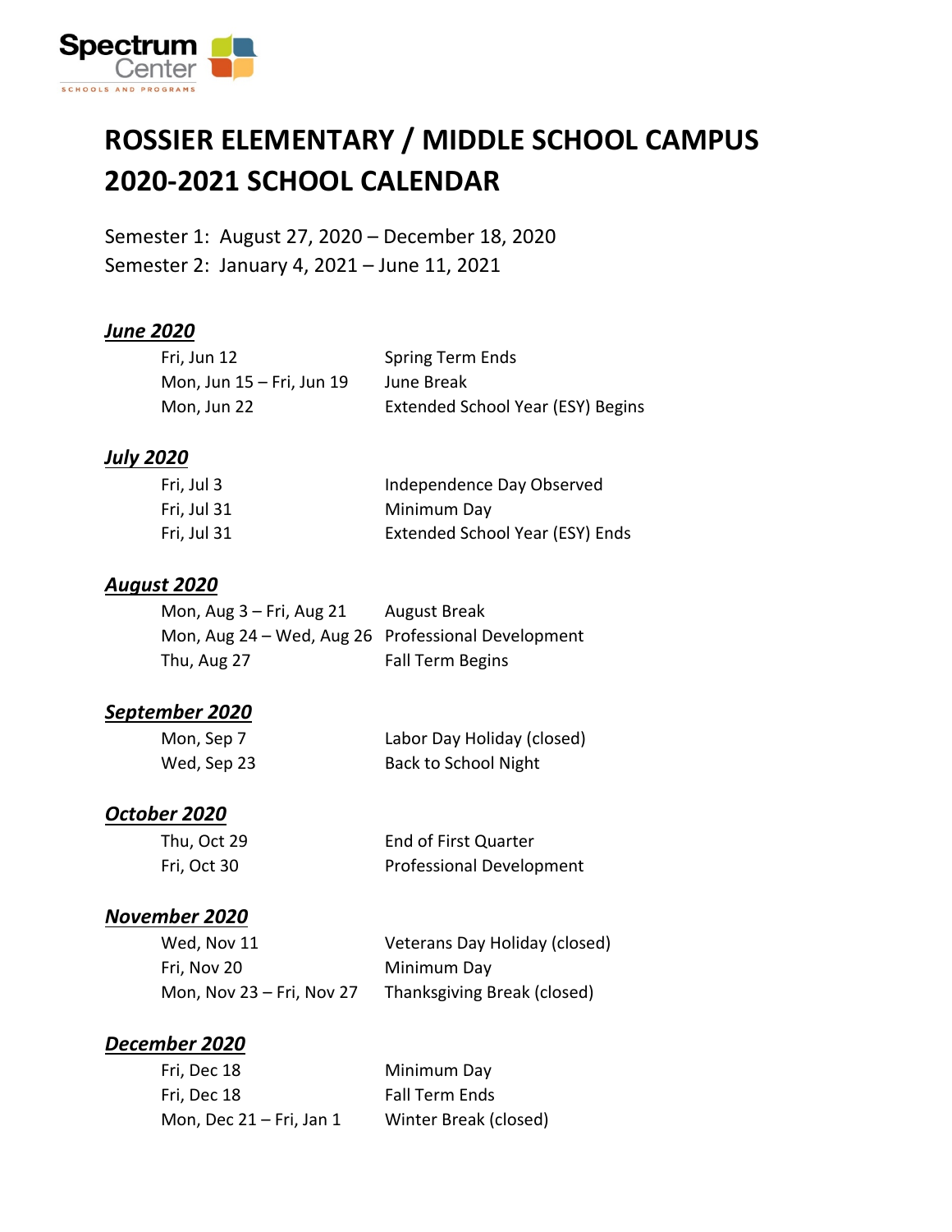Spectrum Center
SCHOOLS AND PROGRAMS

# ROSSIER ELEMENTARY / MIDDLE SCHOOL CAMPUS
# 2020-2021 SCHOOL CALENDAR

Semester 1: August 27, 2020 – December 18, 2020
Semester 2: January 4, 2021 – June 11, 2021

### ***June 2020***

| | |
|---|---|
| Fri, Jun 12 | Spring Term Ends |
| Mon, Jun 15 – Fri, Jun 19 | June Break |
| Mon, Jun 22 | Extended School Year (ESY) Begins |

### ***July 2020***

| | |
|---|---|
| Fri, Jul 3 | Independence Day Observed |
| Fri, Jul 31 | Minimum Day |
| Fri, Jul 31 | Extended School Year (ESY) Ends |

### ***August 2020***

| | |
|---|---|
| Mon, Aug 3 – Fri, Aug 21 | August Break |
| Mon, Aug 24 – Wed, Aug 26 | Professional Development |
| Thu, Aug 27 | Fall Term Begins |

### ***September 2020***

| | |
|---|---|
| Mon, Sep 7 | Labor Day Holiday (closed) |
| Wed, Sep 23 | Back to School Night |

### ***October 2020***

| | |
|---|---|
| Thu, Oct 29 | End of First Quarter |
| Fri, Oct 30 | Professional Development |

### ***November 2020***

| | |
|---|---|
| Wed, Nov 11 | Veterans Day Holiday (closed) |
| Fri, Nov 20 | Minimum Day |
| Mon, Nov 23 – Fri, Nov 27 | Thanksgiving Break (closed) |

### ***December 2020***

| | |
|---|---|
| Fri, Dec 18 | Minimum Day |
| Fri, Dec 18 | Fall Term Ends |
| Mon, Dec 21 – Fri, Jan 1 | Winter Break (closed) |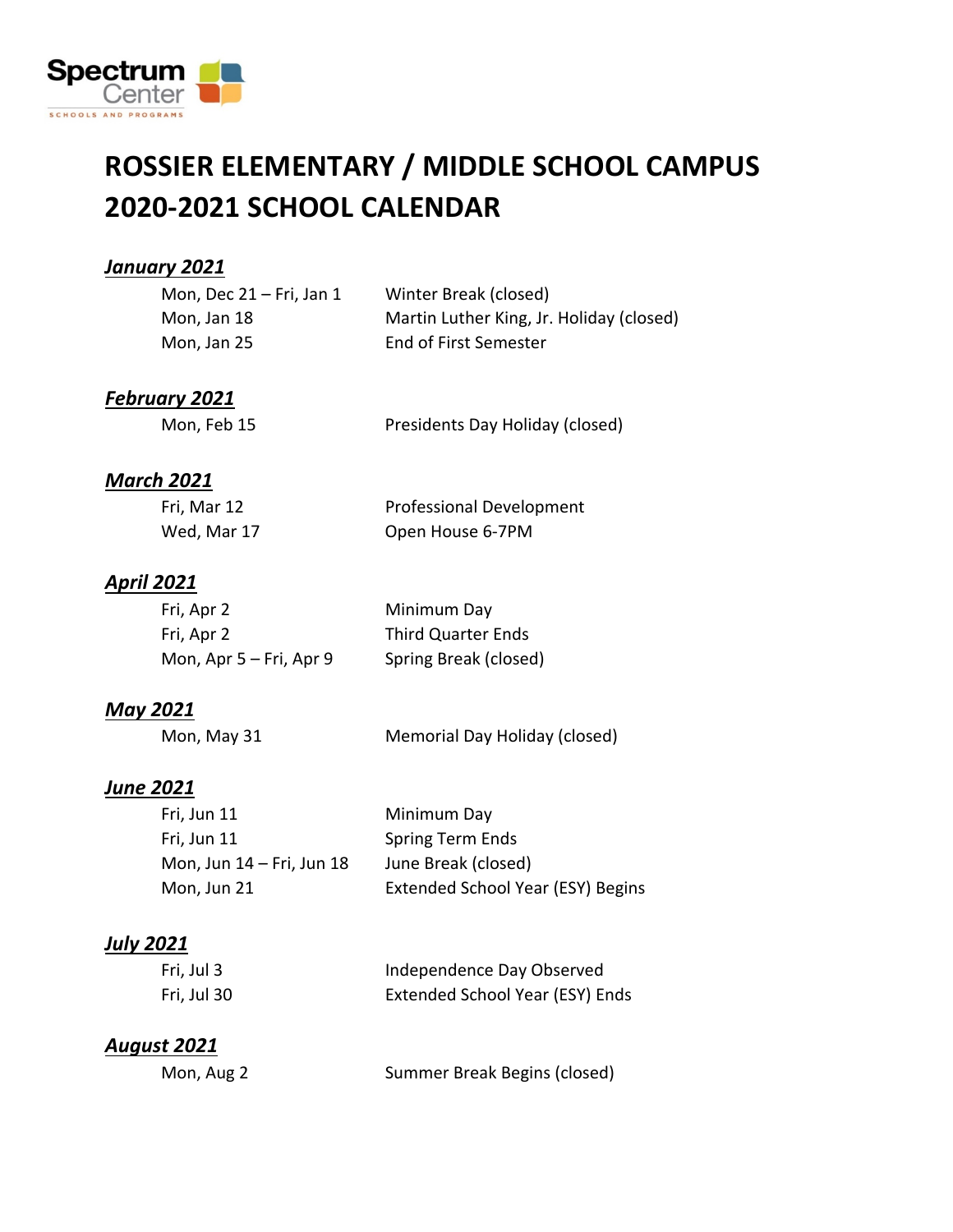# ROSSIER ELEMENTARY / MIDDLE SCHOOL CAMPUS 2020-2021 SCHOOL CALENDAR

***January 2021***

| | |
|---|---|
| Mon, Dec 21 – Fri, Jan 1 | Winter Break (closed) |
| Mon, Jan 18 | Martin Luther King, Jr. Holiday (closed) |
| Mon, Jan 25 | End of First Semester |

***February 2021***

| | |
|---|---|
| Mon, Feb 15 | Presidents Day Holiday (closed) |

***March 2021***

| | |
|---|---|
| Fri, Mar 12 | Professional Development |
| Wed, Mar 17 | Open House 6-7PM |

***April 2021***

| | |
|---|---|
| Fri, Apr 2 | Minimum Day |
| Fri, Apr 2 | Third Quarter Ends |
| Mon, Apr 5 – Fri, Apr 9 | Spring Break (closed) |

***May 2021***

| | |
|---|---|
| Mon, May 31 | Memorial Day Holiday (closed) |

***June 2021***

| | |
|---|---|
| Fri, Jun 11 | Minimum Day |
| Fri, Jun 11 | Spring Term Ends |
| Mon, Jun 14 – Fri, Jun 18 | June Break (closed) |
| Mon, Jun 21 | Extended School Year (ESY) Begins |

***July 2021***

| | |
|---|---|
| Fri, Jul 3 | Independence Day Observed |
| Fri, Jul 30 | Extended School Year (ESY) Ends |

***August 2021***

| | |
|---|---|
| Mon, Aug 2 | Summer Break Begins (closed) |